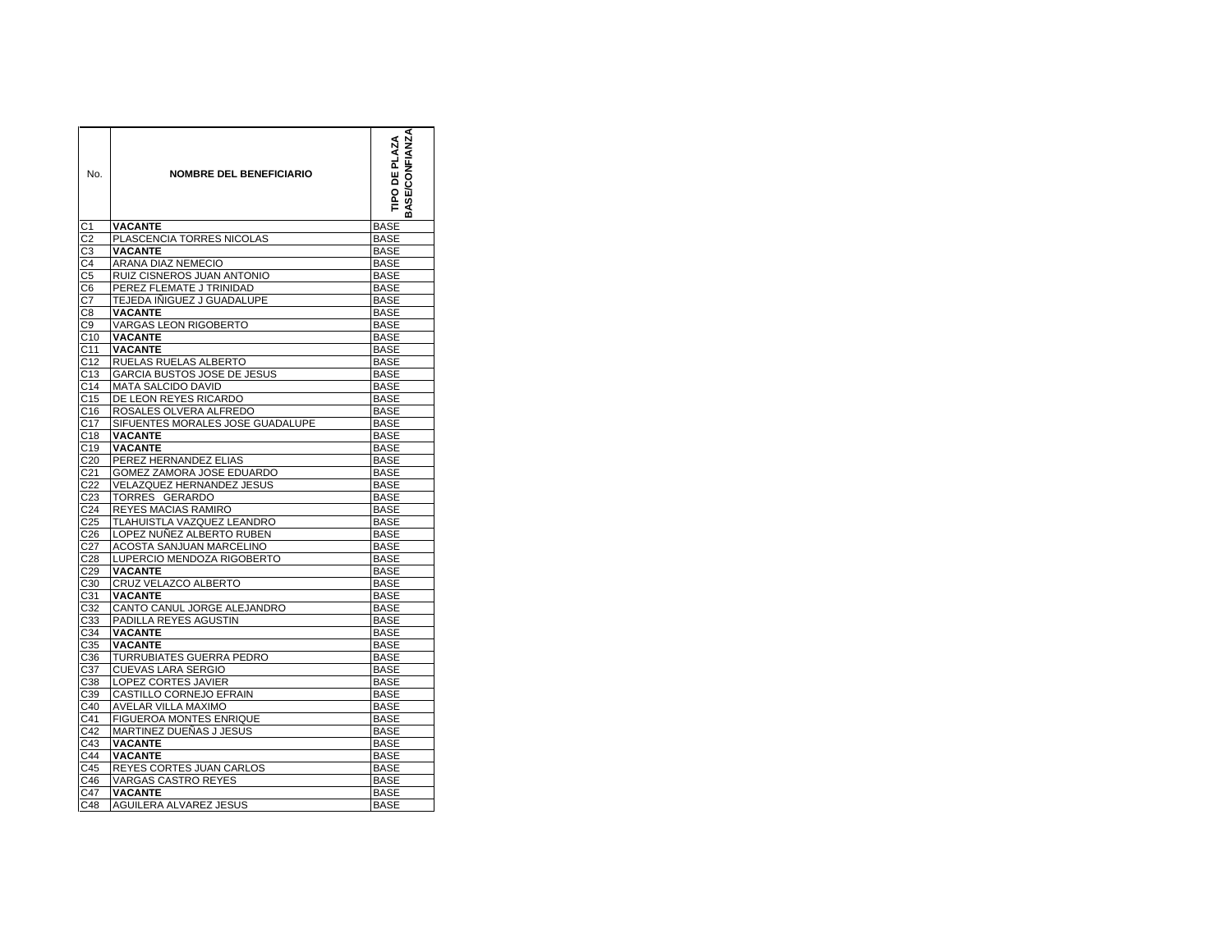| No. | NOMBRE DEL BENEFICIARIO | TIPO DE PLAZA BASE/CONFIANZA |
|---|---|---|
| C1 | **VACANTE** | BASE |
| C2 | PLASCENCIA TORRES NICOLAS | BASE |
| C3 | **VACANTE** | BASE |
| C4 | ARANA DIAZ NEMECIO | BASE |
| C5 | RUIZ CISNEROS JUAN ANTONIO | BASE |
| C6 | PEREZ FLEMATE J TRINIDAD | BASE |
| C7 | TEJEDA IÑIGUEZ J GUADALUPE | BASE |
| C8 | **VACANTE** | BASE |
| C9 | VARGAS LEON RIGOBERTO | BASE |
| C10 | **VACANTE** | BASE |
| C11 | **VACANTE** | BASE |
| C12 | RUELAS RUELAS ALBERTO | BASE |
| C13 | GARCIA BUSTOS JOSE DE JESUS | BASE |
| C14 | MATA SALCIDO DAVID | BASE |
| C15 | DE LEON REYES RICARDO | BASE |
| C16 | ROSALES OLVERA ALFREDO | BASE |
| C17 | SIFUENTES MORALES JOSE GUADALUPE | BASE |
| C18 | **VACANTE** | BASE |
| C19 | **VACANTE** | BASE |
| C20 | PEREZ HERNANDEZ ELIAS | BASE |
| C21 | GOMEZ ZAMORA JOSE EDUARDO | BASE |
| C22 | VELAZQUEZ HERNANDEZ JESUS | BASE |
| C23 | TORRES GERARDO | BASE |
| C24 | REYES MACIAS RAMIRO | BASE |
| C25 | TLAHUISTLA VAZQUEZ LEANDRO | BASE |
| C26 | LOPEZ NUÑEZ ALBERTO RUBEN | BASE |
| C27 | ACOSTA SANJUAN MARCELINO | BASE |
| C28 | LUPERCIO MENDOZA RIGOBERTO | BASE |
| C29 | **VACANTE** | BASE |
| C30 | CRUZ VELAZCO ALBERTO | BASE |
| C31 | **VACANTE** | BASE |
| C32 | CANTO CANUL JORGE ALEJANDRO | BASE |
| C33 | PADILLA REYES AGUSTIN | BASE |
| C34 | **VACANTE** | BASE |
| C35 | **VACANTE** | BASE |
| C36 | TURRUBIATES GUERRA PEDRO | BASE |
| C37 | CUEVAS LARA SERGIO | BASE |
| C38 | LOPEZ CORTES JAVIER | BASE |
| C39 | CASTILLO CORNEJO EFRAIN | BASE |
| C40 | AVELAR VILLA MAXIMO | BASE |
| C41 | FIGUEROA MONTES ENRIQUE | BASE |
| C42 | MARTINEZ DUEÑAS J JESUS | BASE |
| C43 | **VACANTE** | BASE |
| C44 | **VACANTE** | BASE |
| C45 | REYES CORTES JUAN CARLOS | BASE |
| C46 | VARGAS CASTRO REYES | BASE |
| C47 | **VACANTE** | BASE |
| C48 | AGUILERA ALVAREZ JESUS | BASE |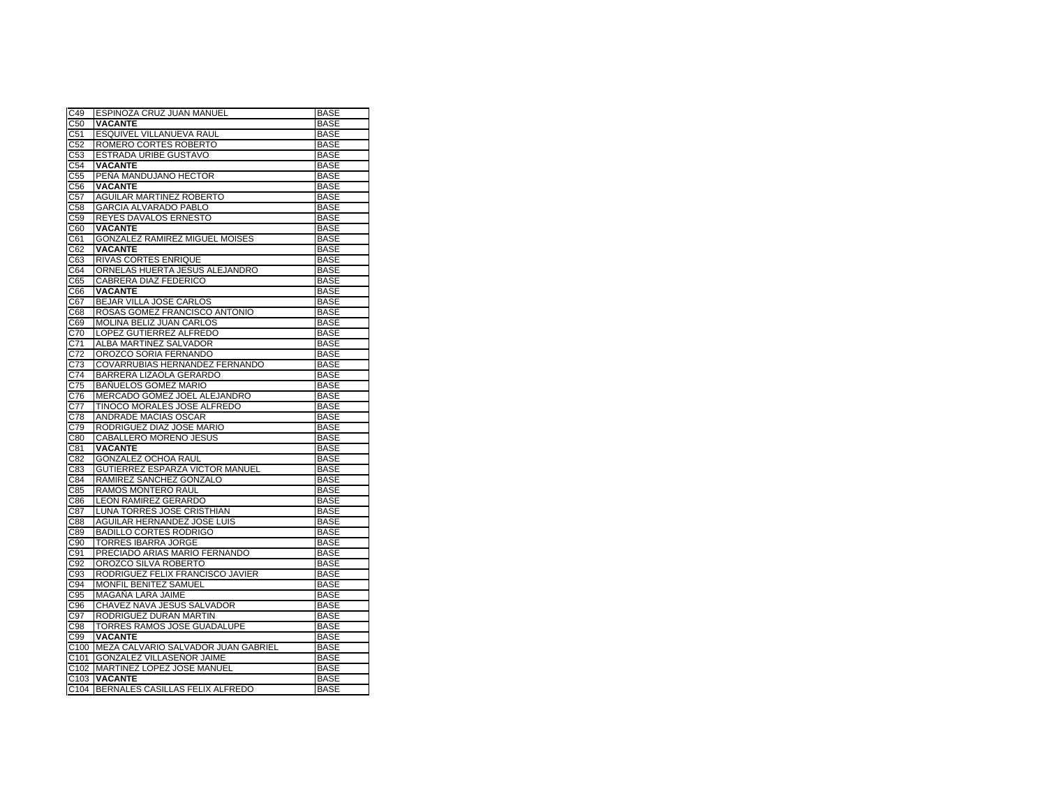| C49 | ESPINOZA CRUZ JUAN MANUEL | BASE |
|---|---|---|
| C50 | **VACANTE** | BASE |
| C51 | ESQUIVEL VILLANUEVA RAUL | BASE |
| C52 | ROMERO CORTES ROBERTO | BASE |
| C53 | ESTRADA URIBE GUSTAVO | BASE |
| C54 | **VACANTE** | BASE |
| C55 | PEÑA MANDUJANO HECTOR | BASE |
| C56 | **VACANTE** | BASE |
| C57 | AGUILAR MARTINEZ ROBERTO | BASE |
| C58 | GARCIA ALVARADO PABLO | BASE |
| C59 | REYES DAVALOS ERNESTO | BASE |
| C60 | **VACANTE** | BASE |
| C61 | GONZALEZ RAMIREZ MIGUEL MOISES | BASE |
| C62 | **VACANTE** | BASE |
| C63 | RIVAS CORTES ENRIQUE | BASE |
| C64 | ORNELAS HUERTA JESUS ALEJANDRO | BASE |
| C65 | CABRERA DIAZ FEDERICO | BASE |
| C66 | **VACANTE** | BASE |
| C67 | BEJAR VILLA JOSE CARLOS | BASE |
| C68 | ROSAS GOMEZ FRANCISCO ANTONIO | BASE |
| C69 | MOLINA BELIZ JUAN CARLOS | BASE |
| C70 | LOPEZ GUTIERREZ ALFREDO | BASE |
| C71 | ALBA MARTINEZ SALVADOR | BASE |
| C72 | OROZCO SORIA FERNANDO | BASE |
| C73 | COVARRUBIAS HERNANDEZ FERNANDO | BASE |
| C74 | BARRERA LIZAOLA GERARDO | BASE |
| C75 | BAÑUELOS GOMEZ MARIO | BASE |
| C76 | MERCADO GOMEZ JOEL ALEJANDRO | BASE |
| C77 | TINOCO MORALES JOSE ALFREDO | BASE |
| C78 | ANDRADE MACIAS OSCAR | BASE |
| C79 | RODRIGUEZ DIAZ JOSE MARIO | BASE |
| C80 | CABALLERO MORENO JESUS | BASE |
| C81 | **VACANTE** | BASE |
| C82 | GONZALEZ OCHOA RAUL | BASE |
| C83 | GUTIERREZ ESPARZA VICTOR MANUEL | BASE |
| C84 | RAMIREZ SANCHEZ GONZALO | BASE |
| C85 | RAMOS MONTERO RAUL | BASE |
| C86 | LEON RAMIREZ GERARDO | BASE |
| C87 | LUNA TORRES JOSE CRISTHIAN | BASE |
| C88 | AGUILAR HERNANDEZ JOSE LUIS | BASE |
| C89 | BADILLO CORTES RODRIGO | BASE |
| C90 | TORRES IBARRA JORGE | BASE |
| C91 | PRECIADO ARIAS MARIO FERNANDO | BASE |
| C92 | OROZCO SILVA ROBERTO | BASE |
| C93 | RODRIGUEZ FELIX FRANCISCO JAVIER | BASE |
| C94 | MONFIL BENITEZ SAMUEL | BASE |
| C95 | MAGAÑA LARA JAIME | BASE |
| C96 | CHAVEZ NAVA JESUS SALVADOR | BASE |
| C97 | RODRIGUEZ DURAN MARTIN | BASE |
| C98 | TORRES RAMOS JOSE GUADALUPE | BASE |
| C99 | **VACANTE** | BASE |
| C100 | MEZA CALVARIO SALVADOR JUAN GABRIEL | BASE |
| C101 | GONZALEZ VILLASEÑOR JAIME | BASE |
| C102 | MARTINEZ LOPEZ JOSE MANUEL | BASE |
| C103 | **VACANTE** | BASE |
| C104 | BERNALES CASILLAS FELIX ALFREDO | BASE |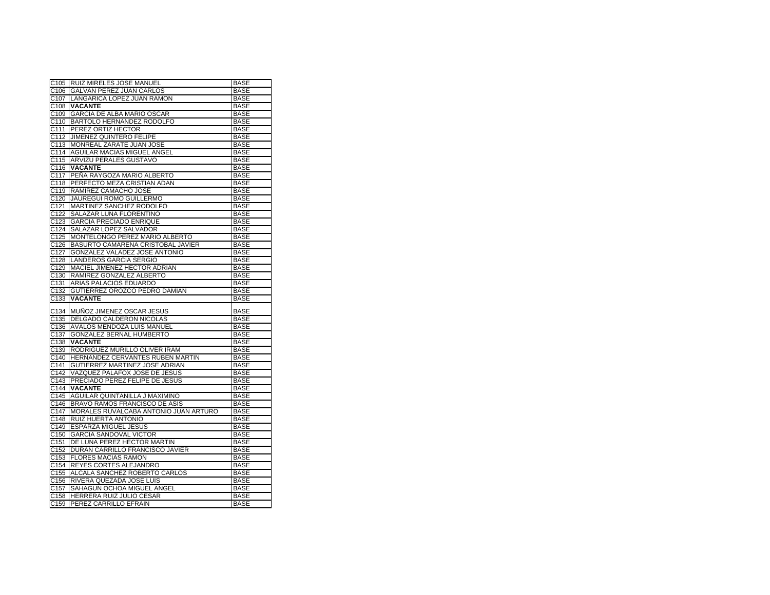| C105 | RUIZ MIRELES JOSE MANUEL | BASE |
|---|---|---|
| C106 | GALVAN PEREZ JUAN CARLOS | BASE |
| C107 | LANGARICA LOPEZ JUAN RAMON | BASE |
| C108 | **VACANTE** | BASE |
| C109 | GARCIA DE ALBA MARIO OSCAR | BASE |
| C110 | BARTOLO HERNANDEZ RODOLFO | BASE |
| C111 | PEREZ ORTIZ HECTOR | BASE |
| C112 | JIMENEZ QUINTERO FELIPE | BASE |
| C113 | MONREAL ZARATE JUAN JOSE | BASE |
| C114 | AGUILAR MACIAS MIGUEL ANGEL | BASE |
| C115 | ARVIZU PERALES GUSTAVO | BASE |
| C116 | **VACANTE** | BASE |
| C117 | PEÑA RAYGOZA MARIO ALBERTO | BASE |
| C118 | PERFECTO MEZA CRISTIAN ADAN | BASE |
| C119 | RAMIREZ CAMACHO JOSE | BASE |
| C120 | JAUREGUI ROMO GUILLERMO | BASE |
| C121 | MARTINEZ SANCHEZ RODOLFO | BASE |
| C122 | SALAZAR LUNA FLORENTINO | BASE |
| C123 | GARCIA PRECIADO ENRIQUE | BASE |
| C124 | SALAZAR LOPEZ SALVADOR | BASE |
| C125 | MONTELONGO PEREZ MARIO ALBERTO | BASE |
| C126 | BASURTO CAMARENA CRISTOBAL JAVIER | BASE |
| C127 | GONZALEZ VALADEZ JOSE ANTONIO | BASE |
| C128 | LANDEROS GARCIA SERGIO | BASE |
| C129 | MACIEL JIMENEZ HECTOR ADRIAN | BASE |
| C130 | RAMIREZ GONZALEZ ALBERTO | BASE |
| C131 | ARIAS PALACIOS EDUARDO | BASE |
| C132 | GUTIERREZ OROZCO PEDRO DAMIAN | BASE |
| C133 | **VACANTE** | BASE |
| C134 | MUÑOZ JIMENEZ OSCAR JESUS | BASE |
| C135 | DELGADO CALDERON NICOLAS | BASE |
| C136 | AVALOS MENDOZA LUIS MANUEL | BASE |
| C137 | GONZALEZ BERNAL HUMBERTO | BASE |
| C138 | **VACANTE** | BASE |
| C139 | RODRIGUEZ MURILLO OLIVER IRAM | BASE |
| C140 | HERNANDEZ CERVANTES RUBEN MARTIN | BASE |
| C141 | GUTIERREZ MARTINEZ JOSE ADRIAN | BASE |
| C142 | VAZQUEZ PALAFOX JOSE DE JESUS | BASE |
| C143 | PRECIADO PEREZ FELIPE DE JESUS | BASE |
| C144 | **VACANTE** | BASE |
| C145 | AGUILAR QUINTANILLA J MAXIMINO | BASE |
| C146 | BRAVO RAMOS FRANCISCO DE ASIS | BASE |
| C147 | MORALES RUVALCABA ANTONIO JUAN ARTURO | BASE |
| C148 | RUIZ HUERTA ANTONIO | BASE |
| C149 | ESPARZA MIGUEL JESUS | BASE |
| C150 | GARCIA SANDOVAL VICTOR | BASE |
| C151 | DE LUNA PEREZ HECTOR MARTIN | BASE |
| C152 | DURAN CARRILLO FRANCISCO JAVIER | BASE |
| C153 | FLORES MACIAS RAMON | BASE |
| C154 | REYES CORTES ALEJANDRO | BASE |
| C155 | ALCALA SANCHEZ ROBERTO CARLOS | BASE |
| C156 | RIVERA QUEZADA JOSE LUIS | BASE |
| C157 | SAHAGUN OCHOA MIGUEL ANGEL | BASE |
| C158 | HERRERA RUIZ JULIO CESAR | BASE |
| C159 | PEREZ CARRILLO EFRAIN | BASE |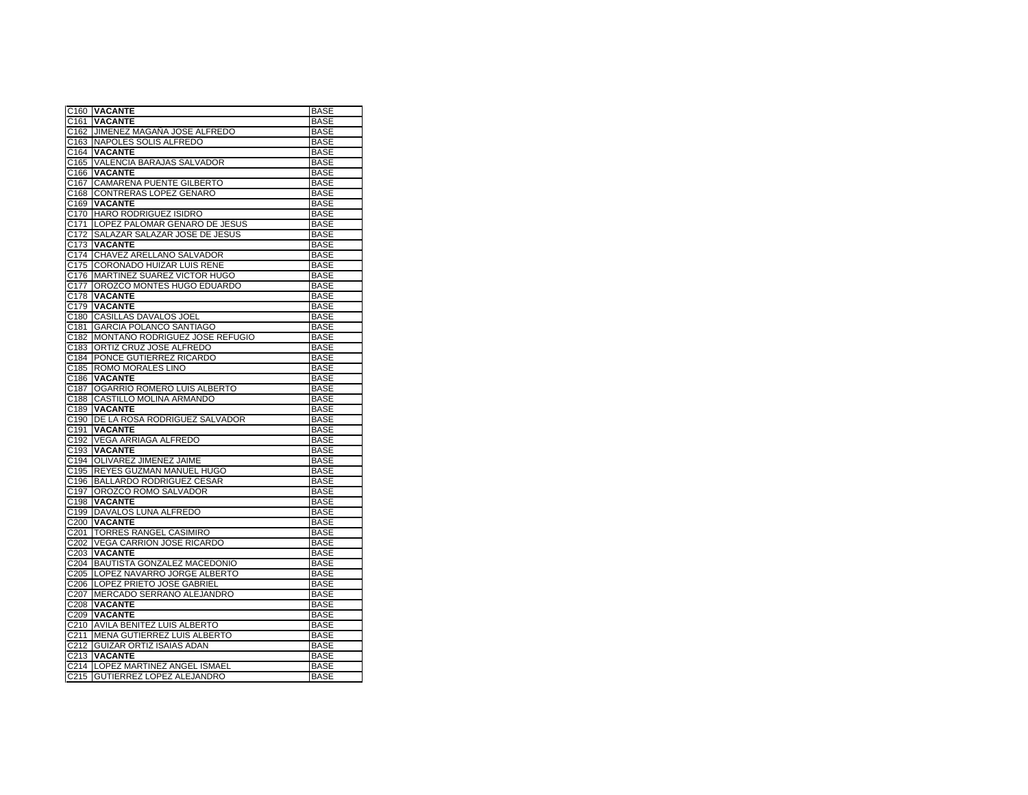| C160 | **VACANTE** | BASE |
|---|---|---|
| C161 | **VACANTE** | BASE |
| C162 | JIMENEZ MAGAÑA JOSE ALFREDO | BASE |
| C163 | NAPOLES SOLIS ALFREDO | BASE |
| C164 | **VACANTE** | BASE |
| C165 | VALENCIA BARAJAS SALVADOR | BASE |
| C166 | **VACANTE** | BASE |
| C167 | CAMARENA PUENTE GILBERTO | BASE |
| C168 | CONTRERAS LOPEZ GENARO | BASE |
| C169 | **VACANTE** | BASE |
| C170 | HARO RODRIGUEZ ISIDRO | BASE |
| C171 | LOPEZ PALOMAR GENARO DE JESUS | BASE |
| C172 | SALAZAR SALAZAR JOSE DE JESUS | BASE |
| C173 | **VACANTE** | BASE |
| C174 | CHAVEZ ARELLANO SALVADOR | BASE |
| C175 | CORONADO HUIZAR LUIS RENE | BASE |
| C176 | MARTINEZ SUAREZ VICTOR HUGO | BASE |
| C177 | OROZCO MONTES HUGO EDUARDO | BASE |
| C178 | **VACANTE** | BASE |
| C179 | **VACANTE** | BASE |
| C180 | CASILLAS DAVALOS JOEL | BASE |
| C181 | GARCIA POLANCO SANTIAGO | BASE |
| C182 | MONTAÑO RODRIGUEZ JOSE REFUGIO | BASE |
| C183 | ORTIZ CRUZ JOSE ALFREDO | BASE |
| C184 | PONCE GUTIERREZ RICARDO | BASE |
| C185 | ROMO MORALES LINO | BASE |
| C186 | **VACANTE** | BASE |
| C187 | OGARRIO ROMERO LUIS ALBERTO | BASE |
| C188 | CASTILLO MOLINA ARMANDO | BASE |
| C189 | **VACANTE** | BASE |
| C190 | DE LA ROSA RODRIGUEZ SALVADOR | BASE |
| C191 | **VACANTE** | BASE |
| C192 | VEGA ARRIAGA ALFREDO | BASE |
| C193 | **VACANTE** | BASE |
| C194 | OLIVAREZ JIMENEZ JAIME | BASE |
| C195 | REYES GUZMAN MANUEL HUGO | BASE |
| C196 | BALLARDO RODRIGUEZ CESAR | BASE |
| C197 | OROZCO ROMO SALVADOR | BASE |
| C198 | **VACANTE** | BASE |
| C199 | DAVALOS LUNA ALFREDO | BASE |
| C200 | **VACANTE** | BASE |
| C201 | TORRES RANGEL CASIMIRO | BASE |
| C202 | VEGA CARRION JOSE RICARDO | BASE |
| C203 | **VACANTE** | BASE |
| C204 | BAUTISTA GONZALEZ MACEDONIO | BASE |
| C205 | LOPEZ NAVARRO JORGE ALBERTO | BASE |
| C206 | LOPEZ PRIETO JOSE GABRIEL | BASE |
| C207 | MERCADO SERRANO ALEJANDRO | BASE |
| C208 | **VACANTE** | BASE |
| C209 | **VACANTE** | BASE |
| C210 | AVILA BENITEZ LUIS ALBERTO | BASE |
| C211 | MENA GUTIERREZ LUIS ALBERTO | BASE |
| C212 | GUIZAR ORTIZ ISAIAS ADAN | BASE |
| C213 | **VACANTE** | BASE |
| C214 | LOPEZ MARTINEZ ANGEL ISMAEL | BASE |
| C215 | GUTIERREZ LOPEZ ALEJANDRO | BASE |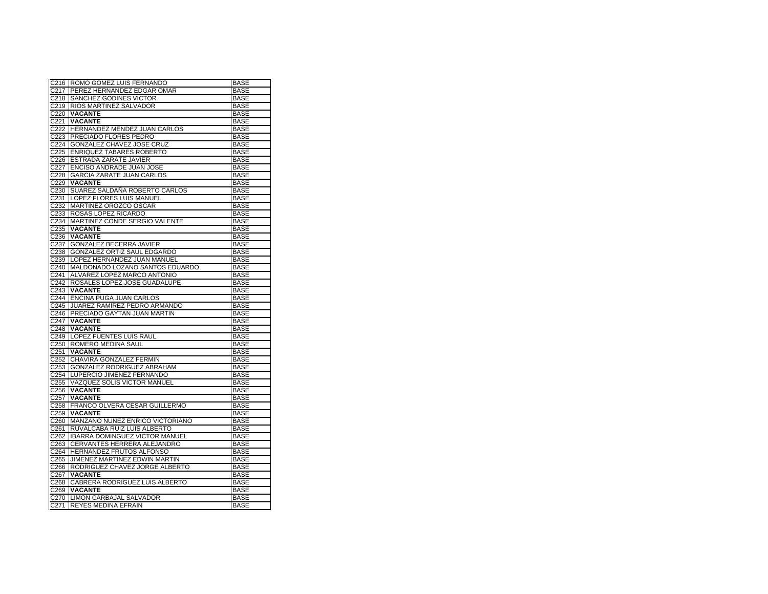| | | |
|---|---|---|
| C216 | ROMO GOMEZ LUIS FERNANDO | BASE |
| C217 | PEREZ HERNANDEZ EDGAR OMAR | BASE |
| C218 | SANCHEZ GODINES VICTOR | BASE |
| C219 | RIOS MARTINEZ SALVADOR | BASE |
| C220 | **VACANTE** | BASE |
| C221 | **VACANTE** | BASE |
| C222 | HERNANDEZ MENDEZ JUAN CARLOS | BASE |
| C223 | PRECIADO FLORES PEDRO | BASE |
| C224 | GONZALEZ CHAVEZ JOSE CRUZ | BASE |
| C225 | ENRIQUEZ TABARES ROBERTO | BASE |
| C226 | ESTRADA ZARATE JAVIER | BASE |
| C227 | ENCISO ANDRADE JUAN JOSE | BASE |
| C228 | GARCIA ZARATE JUAN CARLOS | BASE |
| C229 | **VACANTE** | BASE |
| C230 | SUAREZ SALDAÑA ROBERTO CARLOS | BASE |
| C231 | LOPEZ FLORES LUIS MANUEL | BASE |
| C232 | MARTINEZ OROZCO OSCAR | BASE |
| C233 | ROSAS LOPEZ RICARDO | BASE |
| C234 | MARTINEZ CONDE SERGIO VALENTE | BASE |
| C235 | **VACANTE** | BASE |
| C236 | **VACANTE** | BASE |
| C237 | GONZALEZ BECERRA JAVIER | BASE |
| C238 | GONZALEZ ORTIZ SAUL EDGARDO | BASE |
| C239 | LOPEZ HERNANDEZ JUAN MANUEL | BASE |
| C240 | MALDONADO LOZANO SANTOS EDUARDO | BASE |
| C241 | ALVAREZ LOPEZ MARCO ANTONIO | BASE |
| C242 | ROSALES LOPEZ JOSE GUADALUPE | BASE |
| C243 | **VACANTE** | BASE |
| C244 | ENCINA PUGA JUAN CARLOS | BASE |
| C245 | JUAREZ RAMIREZ PEDRO ARMANDO | BASE |
| C246 | PRECIADO GAYTAN JUAN MARTIN | BASE |
| C247 | **VACANTE** | BASE |
| C248 | **VACANTE** | BASE |
| C249 | LOPEZ FUENTES LUIS RAUL | BASE |
| C250 | ROMERO MEDINA SAUL | BASE |
| C251 | **VACANTE** | BASE |
| C252 | CHAVIRA GONZALEZ FERMIN | BASE |
| C253 | GONZALEZ RODRIGUEZ ABRAHAM | BASE |
| C254 | LUPERCIO JIMENEZ FERNANDO | BASE |
| C255 | VAZQUEZ SOLIS VICTOR MANUEL | BASE |
| C256 | **VACANTE** | BASE |
| C257 | **VACANTE** | BASE |
| C258 | FRANCO OLVERA CESAR GUILLERMO | BASE |
| C259 | **VACANTE** | BASE |
| C260 | MANZANO NUÑEZ ENRICO VICTORIANO | BASE |
| C261 | RUVALCABA RUIZ LUIS ALBERTO | BASE |
| C262 | IBARRA DOMINGUEZ VICTOR MANUEL | BASE |
| C263 | CERVANTES HERRERA ALEJANDRO | BASE |
| C264 | HERNANDEZ FRUTOS ALFONSO | BASE |
| C265 | JIMENEZ MARTINEZ EDWIN MARTIN | BASE |
| C266 | RODRIGUEZ CHAVEZ JORGE ALBERTO | BASE |
| C267 | **VACANTE** | BASE |
| C268 | CABRERA RODRIGUEZ LUIS ALBERTO | BASE |
| C269 | **VACANTE** | BASE |
| C270 | LIMON CARBAJAL SALVADOR | BASE |
| C271 | REYES MEDINA EFRAIN | BASE |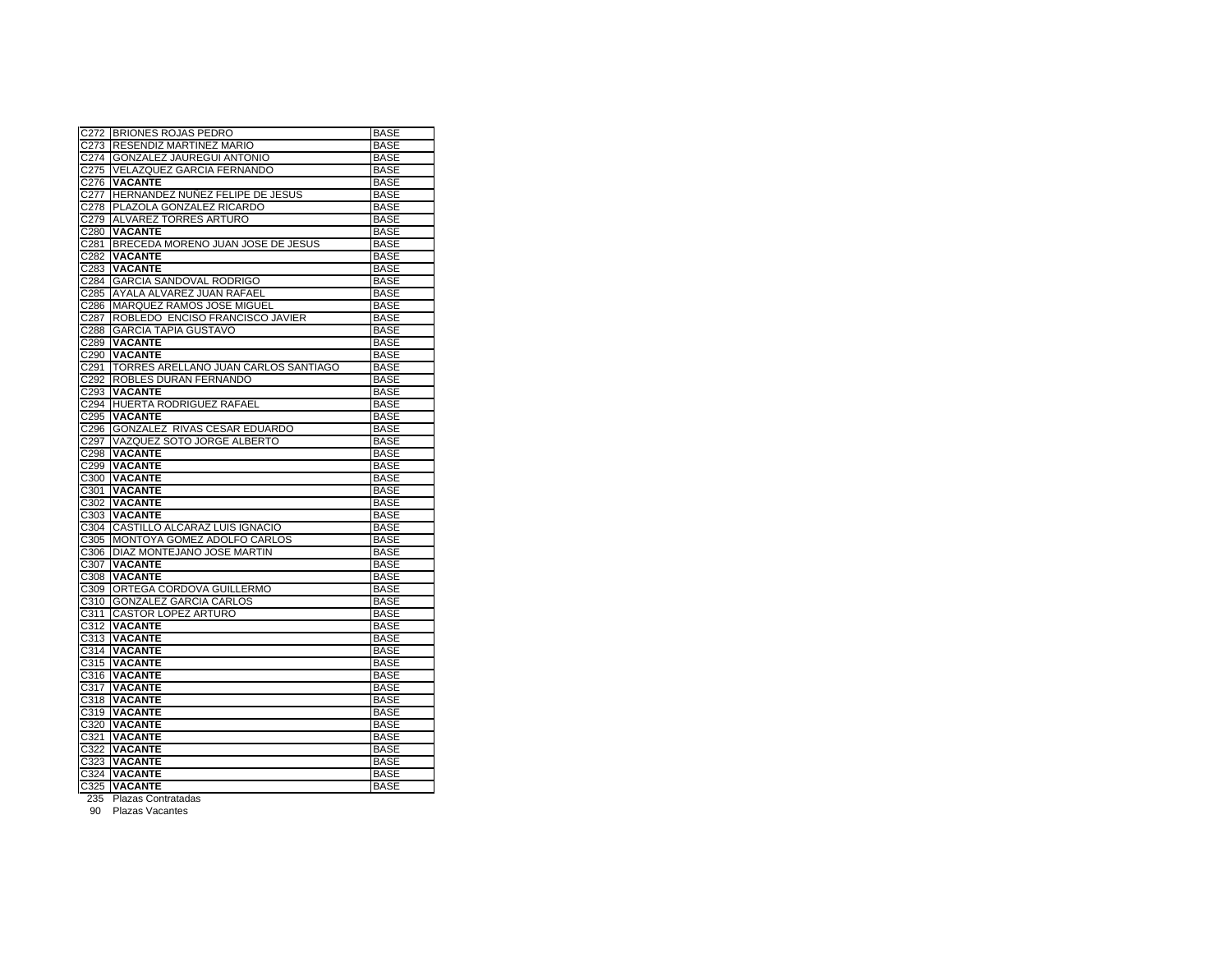| | | |
|---|---|---|
| C272 | BRIONES ROJAS PEDRO | BASE |
| C273 | RESENDIZ MARTINEZ MARIO | BASE |
| C274 | GONZALEZ JAUREGUI ANTONIO | BASE |
| C275 | VELAZQUEZ GARCIA FERNANDO | BASE |
| C276 | **VACANTE** | BASE |
| C277 | HERNANDEZ NUÑEZ FELIPE DE JESUS | BASE |
| C278 | PLAZOLA GONZALEZ RICARDO | BASE |
| C279 | ALVAREZ TORRES ARTURO | BASE |
| C280 | **VACANTE** | BASE |
| C281 | BRECEDA MORENO JUAN JOSE DE JESUS | BASE |
| C282 | **VACANTE** | BASE |
| C283 | **VACANTE** | BASE |
| C284 | GARCIA SANDOVAL RODRIGO | BASE |
| C285 | AYALA ALVAREZ JUAN RAFAEL | BASE |
| C286 | MARQUEZ RAMOS JOSE MIGUEL | BASE |
| C287 | ROBLEDO ENCISO FRANCISCO JAVIER | BASE |
| C288 | GARCIA TAPIA GUSTAVO | BASE |
| C289 | **VACANTE** | BASE |
| C290 | **VACANTE** | BASE |
| C291 | TORRES ARELLANO JUAN CARLOS SANTIAGO | BASE |
| C292 | ROBLES DURAN FERNANDO | BASE |
| C293 | **VACANTE** | BASE |
| C294 | HUERTA RODRIGUEZ RAFAEL | BASE |
| C295 | **VACANTE** | BASE |
| C296 | GONZALEZ RIVAS CESAR EDUARDO | BASE |
| C297 | VAZQUEZ SOTO JORGE ALBERTO | BASE |
| C298 | **VACANTE** | BASE |
| C299 | **VACANTE** | BASE |
| C300 | **VACANTE** | BASE |
| C301 | **VACANTE** | BASE |
| C302 | **VACANTE** | BASE |
| C303 | **VACANTE** | BASE |
| C304 | CASTILLO ALCARAZ LUIS IGNACIO | BASE |
| C305 | MONTOYA GOMEZ ADOLFO CARLOS | BASE |
| C306 | DIAZ MONTEJANO JOSE MARTIN | BASE |
| C307 | **VACANTE** | BASE |
| C308 | **VACANTE** | BASE |
| C309 | ORTEGA CORDOVA GUILLERMO | BASE |
| C310 | GONZALEZ GARCIA CARLOS | BASE |
| C311 | CASTOR LOPEZ ARTURO | BASE |
| C312 | **VACANTE** | BASE |
| C313 | **VACANTE** | BASE |
| C314 | **VACANTE** | BASE |
| C315 | **VACANTE** | BASE |
| C316 | **VACANTE** | BASE |
| C317 | **VACANTE** | BASE |
| C318 | **VACANTE** | BASE |
| C319 | **VACANTE** | BASE |
| C320 | **VACANTE** | BASE |
| C321 | **VACANTE** | BASE |
| C322 | **VACANTE** | BASE |
| C323 | **VACANTE** | BASE |
| C324 | **VACANTE** | BASE |
| C325 | **VACANTE** | BASE |

235 Plazas Contratadas

90 Plazas Vacantes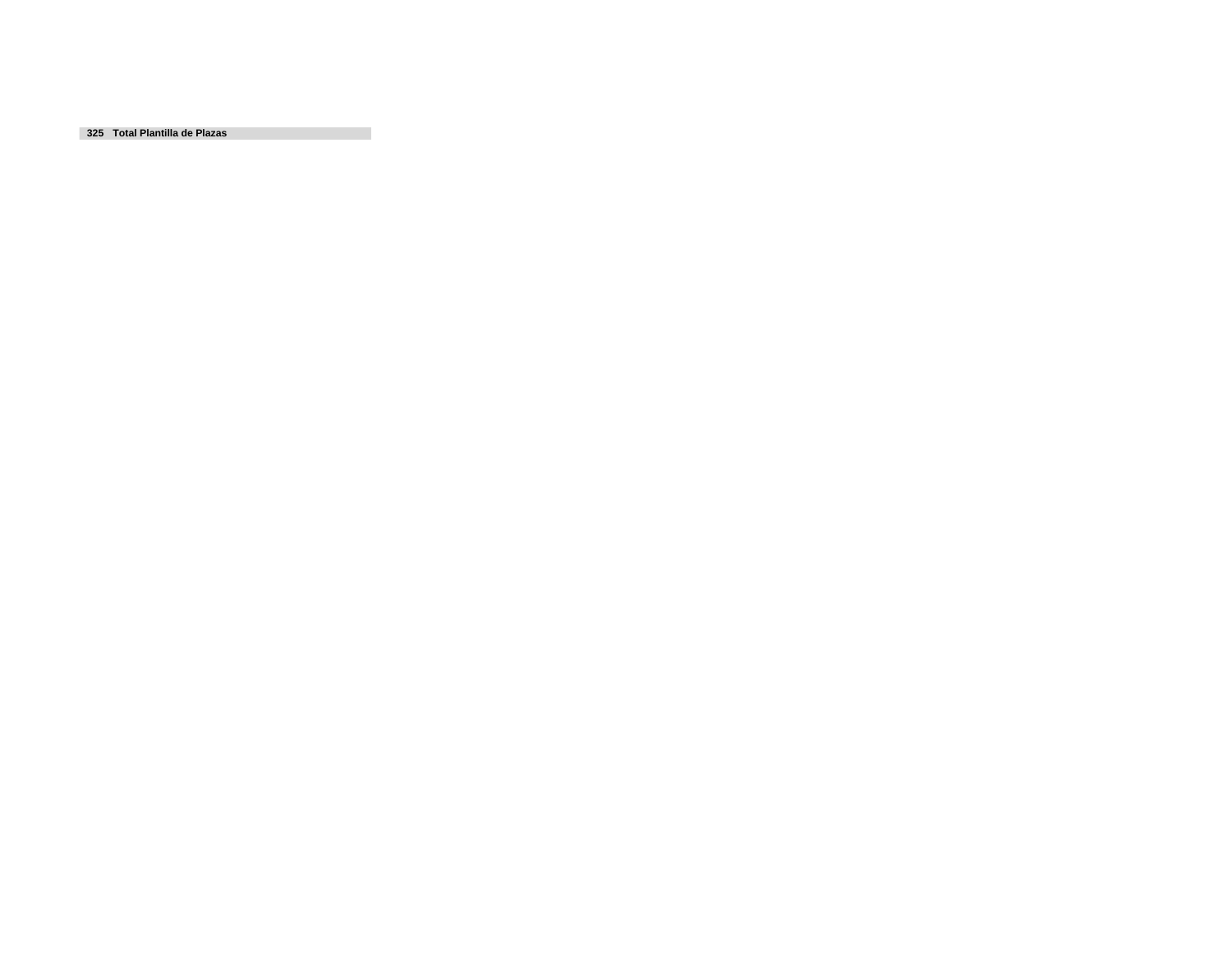| | |
|---|---|
| **325** | **Total Plantilla de Plazas** |